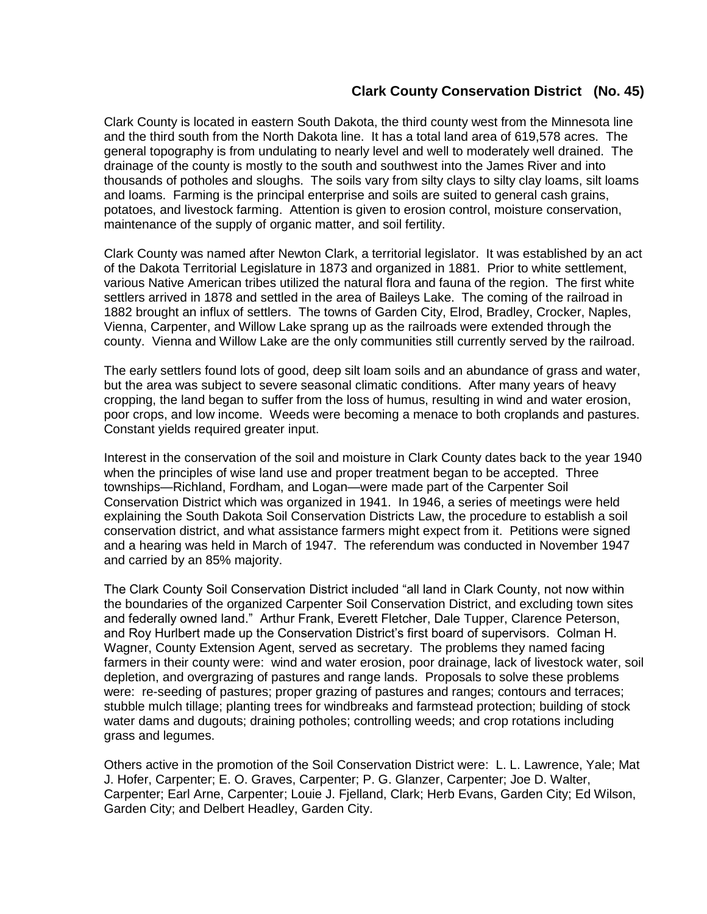## Clark County Conservation District (No. 45)

Clark County is located in eastern South Dakota, the third county west from the Minnesota line and the third south from the North Dakota line. It has a total land area of 619,578 acres. The general topography is from undulating to nearly level and well to moderately well drained. The drainage of the county is mostly to the south and southwest into the James River and into thousands of potholes and sloughs. The soils vary from silty clays to silty clay loams, silt loams and loams. Farming is the principal enterprise and soils are suited to general cash grains, potatoes, and livestock farming. Attention is given to erosion control, moisture conservation, maintenance of the supply of organic matter, and soil fertility.

Clark County was named after Newton Clark, a territorial legislator. It was established by an act of the Dakota Territorial Legislature in 1873 and organized in 1881. Prior to white settlement, various Native American tribes utilized the natural flora and fauna of the region. The first white settlers arrived in 1878 and settled in the area of Baileys Lake. The coming of the railroad in 1882 brought an influx of settlers. The towns of Garden City, Elrod, Bradley, Crocker, Naples, Vienna, Carpenter, and Willow Lake sprang up as the railroads were extended through the county. Vienna and Willow Lake are the only communities still currently served by the railroad.

The early settlers found lots of good, deep silt loam soils and an abundance of grass and water, but the area was subject to severe seasonal climatic conditions. After many years of heavy cropping, the land began to suffer from the loss of humus, resulting in wind and water erosion, poor crops, and low income. Weeds were becoming a menace to both croplands and pastures. Constant yields required greater input.

Interest in the conservation of the soil and moisture in Clark County dates back to the year 1940 when the principles of wise land use and proper treatment began to be accepted. Three townships—Richland, Fordham, and Logan—were made part of the Carpenter Soil Conservation District which was organized in 1941. In 1946, a series of meetings were held explaining the South Dakota Soil Conservation Districts Law, the procedure to establish a soil conservation district, and what assistance farmers might expect from it. Petitions were signed and a hearing was held in March of 1947. The referendum was conducted in November 1947 and carried by an 85% majority.

The Clark County Soil Conservation District included "all land in Clark County, not now within the boundaries of the organized Carpenter Soil Conservation District, and excluding town sites and federally owned land." Arthur Frank, Everett Fletcher, Dale Tupper, Clarence Peterson, and Roy Hurlbert made up the Conservation District's first board of supervisors. Colman H. Wagner, County Extension Agent, served as secretary. The problems they named facing farmers in their county were: wind and water erosion, poor drainage, lack of livestock water, soil depletion, and overgrazing of pastures and range lands. Proposals to solve these problems were: re-seeding of pastures; proper grazing of pastures and ranges; contours and terraces; stubble mulch tillage; planting trees for windbreaks and farmstead protection; building of stock water dams and dugouts; draining potholes; controlling weeds; and crop rotations including grass and legumes.

Others active in the promotion of the Soil Conservation District were: L. L. Lawrence, Yale; Mat J. Hofer, Carpenter; E. O. Graves, Carpenter; P. G. Glanzer, Carpenter; Joe D. Walter, Carpenter; Earl Arne, Carpenter; Louie J. Fjelland, Clark; Herb Evans, Garden City; Ed Wilson, Garden City; and Delbert Headley, Garden City.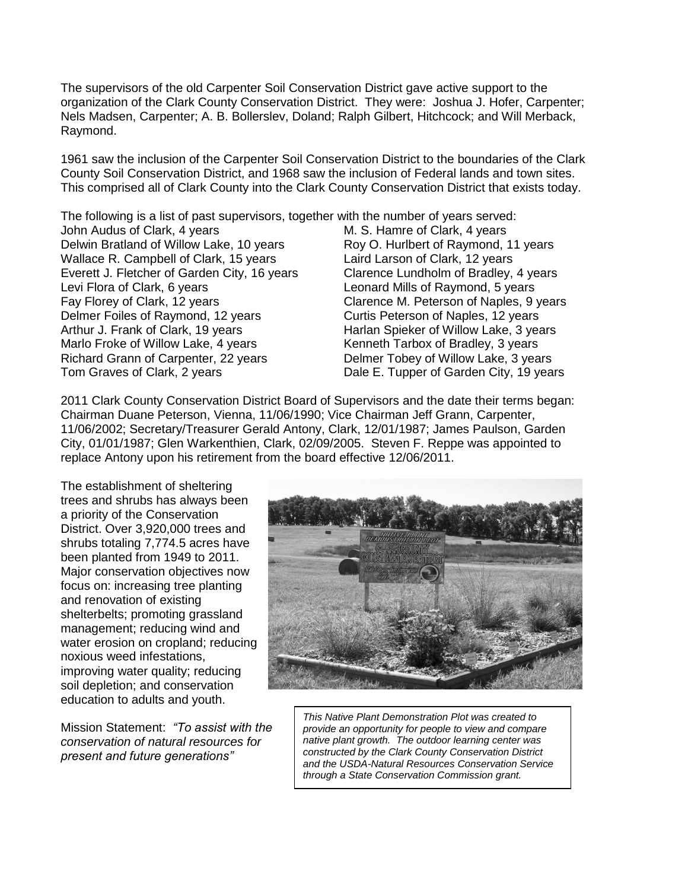The supervisors of the old Carpenter Soil Conservation District gave active support to the organization of the Clark County Conservation District. They were: Joshua J. Hofer, Carpenter; Nels Madsen, Carpenter; A. B. Bollerslev, Doland; Ralph Gilbert, Hitchcock; and Will Merback, Raymond.

1961 saw the inclusion of the Carpenter Soil Conservation District to the boundaries of the Clark County Soil Conservation District, and 1968 saw the inclusion of Federal lands and town sites. This comprised all of Clark County into the Clark County Conservation District that exists today.

The following is a list of past supervisors, together with the number of years served:

John Audus of Clark, 4 years
Delwin Bratland of Willow Lake, 10 years
Wallace R. Campbell of Clark, 15 years
Everett J. Fletcher of Garden City, 16 years
Levi Flora of Clark, 6 years
Fay Florey of Clark, 12 years
Delmer Foiles of Raymond, 12 years
Arthur J. Frank of Clark, 19 years
Marlo Froke of Willow Lake, 4 years
Richard Grann of Carpenter, 22 years
Tom Graves of Clark, 2 years
M. S. Hamre of Clark, 4 years
Roy O. Hurlbert of Raymond, 11 years
Laird Larson of Clark, 12 years
Clarence Lundholm of Bradley, 4 years
Leonard Mills of Raymond, 5 years
Clarence M. Peterson of Naples, 9 years
Curtis Peterson of Naples, 12 years
Harlan Spieker of Willow Lake, 3 years
Kenneth Tarbox of Bradley, 3 years
Delmer Tobey of Willow Lake, 3 years
Dale E. Tupper of Garden City, 19 years

2011 Clark County Conservation District Board of Supervisors and the date their terms began: Chairman Duane Peterson, Vienna, 11/06/1990; Vice Chairman Jeff Grann, Carpenter, 11/06/2002; Secretary/Treasurer Gerald Antony, Clark, 12/01/1987; James Paulson, Garden City, 01/01/1987; Glen Warkenthien, Clark, 02/09/2005. Steven F. Reppe was appointed to replace Antony upon his retirement from the board effective 12/06/2011.

The establishment of sheltering trees and shrubs has always been a priority of the Conservation District. Over 3,920,000 trees and shrubs totaling 7,774.5 acres have been planted from 1949 to 2011. Major conservation objectives now focus on: increasing tree planting and renovation of existing shelterbelts; promoting grassland management; reducing wind and water erosion on cropland; reducing noxious weed infestations, improving water quality; reducing soil depletion; and conservation education to adults and youth.

Mission Statement: *"To assist with the conservation of natural resources for present and future generations"*

*This Native Plant Demonstration Plot was created to provide an opportunity for people to view and compare native plant growth. The outdoor learning center was constructed by the Clark County Conservation District and the USDA-Natural Resources Conservation Service through a State Conservation Commission grant.*